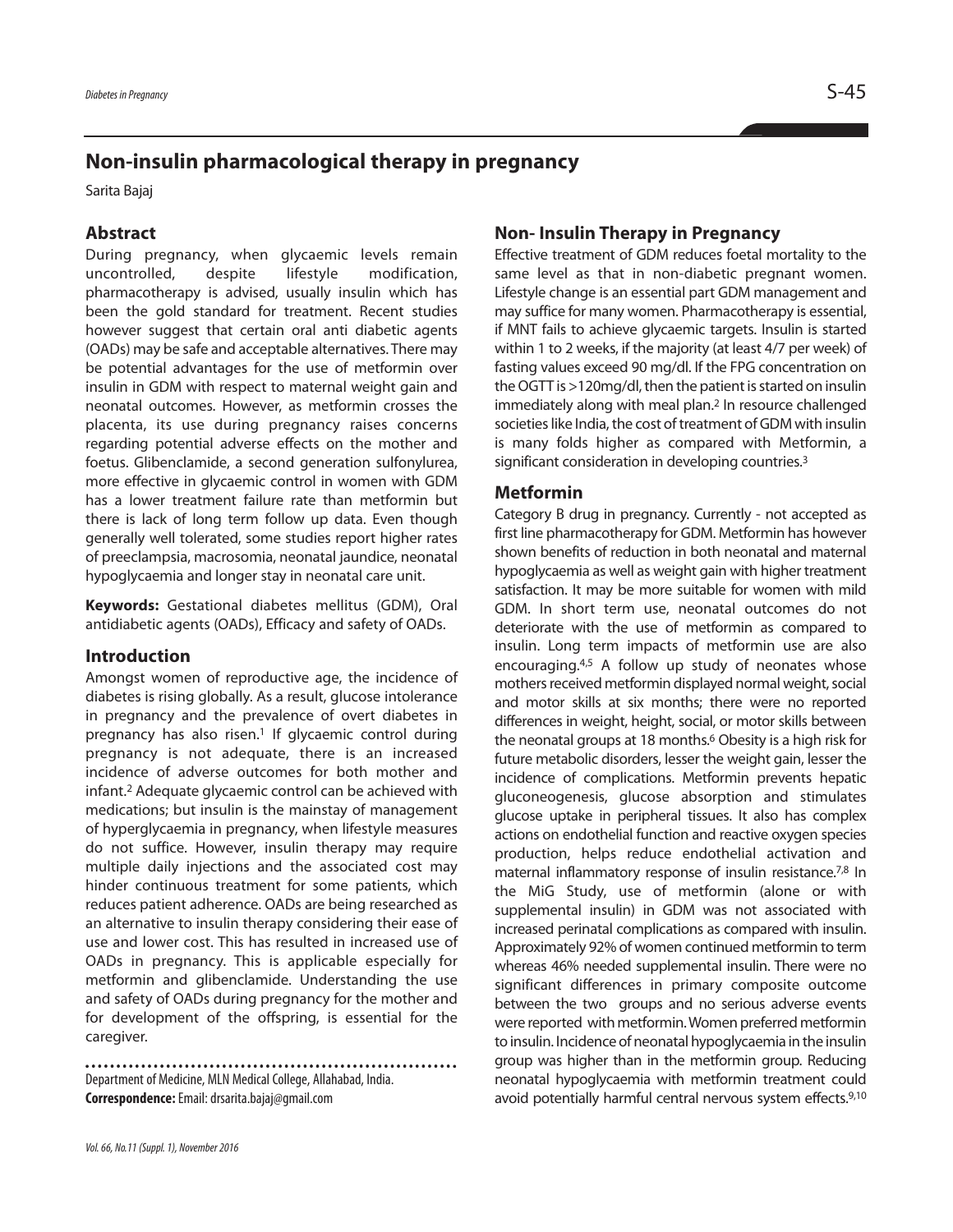# Non-insulin pharmacological therapy in pregnancy

Sarita Bajaj

## Abstract

During pregnancy, when glycaemic levels remain uncontrolled, despite lifestyle modification, pharmacotherapy is advised, usually insulin which has been the gold standard for treatment. Recent studies however suggest that certain oral anti diabetic agents (OADs) may be safe and acceptable alternatives. There may be potential advantages for the use of metformin over insulin in GDM with respect to maternal weight gain and neonatal outcomes. However, as metformin crosses the placenta, its use during pregnancy raises concerns regarding potential adverse effects on the mother and foetus. Glibenclamide, a second generation sulfonylurea, more effective in glycaemic control in women with GDM has a lower treatment failure rate than metformin but there is lack of long term follow up data. Even though generally well tolerated, some studies report higher rates of preeclampsia, macrosomia, neonatal jaundice, neonatal hypoglycaemia and longer stay in neonatal care unit.

**Keywords:** Gestational diabetes mellitus (GDM), Oral antidiabetic agents (OADs), Efficacy and safety of OADs.

## Introduction

Amongst women of reproductive age, the incidence of diabetes is rising globally. As a result, glucose intolerance in pregnancy and the prevalence of overt diabetes in pregnancy has also risen.[1] If glycaemic control during pregnancy is not adequate, there is an increased incidence of adverse outcomes for both mother and infant.[2] Adequate glycaemic control can be achieved with medications; but insulin is the mainstay of management of hyperglycaemia in pregnancy, when lifestyle measures do not suffice. However, insulin therapy may require multiple daily injections and the associated cost may hinder continuous treatment for some patients, which reduces patient adherence. OADs are being researched as an alternative to insulin therapy considering their ease of use and lower cost. This has resulted in increased use of OADs in pregnancy. This is applicable especially for metformin and glibenclamide. Understanding the use and safety of OADs during pregnancy for the mother and for development of the offspring, is essential for the caregiver.

Department of Medicine, MLN Medical College, Allahabad, India.
**Correspondence:** Email: drsarita.bajaj@gmail.com

## Non- Insulin Therapy in Pregnancy

Effective treatment of GDM reduces foetal mortality to the same level as that in non-diabetic pregnant women. Lifestyle change is an essential part GDM management and may suffice for many women. Pharmacotherapy is essential, if MNT fails to achieve glycaemic targets. Insulin is started within 1 to 2 weeks, if the majority (at least 4/7 per week) of fasting values exceed 90 mg/dl. If the FPG concentration on the OGTT is >120mg/dl, then the patient is started on insulin immediately along with meal plan.[2] In resource challenged societies like India, the cost of treatment of GDM with insulin is many folds higher as compared with Metformin, a significant consideration in developing countries.[3]

## Metformin

Category B drug in pregnancy. Currently - not accepted as first line pharmacotherapy for GDM. Metformin has however shown benefits of reduction in both neonatal and maternal hypoglycaemia as well as weight gain with higher treatment satisfaction. It may be more suitable for women with mild GDM. In short term use, neonatal outcomes do not deteriorate with the use of metformin as compared to insulin. Long term impacts of metformin use are also encouraging.[4,5] A follow up study of neonates whose mothers received metformin displayed normal weight, social and motor skills at six months; there were no reported differences in weight, height, social, or motor skills between the neonatal groups at 18 months.[6] Obesity is a high risk for future metabolic disorders, lesser the weight gain, lesser the incidence of complications. Metformin prevents hepatic gluconeogenesis, glucose absorption and stimulates glucose uptake in peripheral tissues. It also has complex actions on endothelial function and reactive oxygen species production, helps reduce endothelial activation and maternal inflammatory response of insulin resistance.[7,8] In the MiG Study, use of metformin (alone or with supplemental insulin) in GDM was not associated with increased perinatal complications as compared with insulin. Approximately 92% of women continued metformin to term whereas 46% needed supplemental insulin. There were no significant differences in primary composite outcome between the two groups and no serious adverse events were reported with metformin. Women preferred metformin to insulin. Incidence of neonatal hypoglycaemia in the insulin group was higher than in the metformin group. Reducing neonatal hypoglycaemia with metformin treatment could avoid potentially harmful central nervous system effects.[9,10]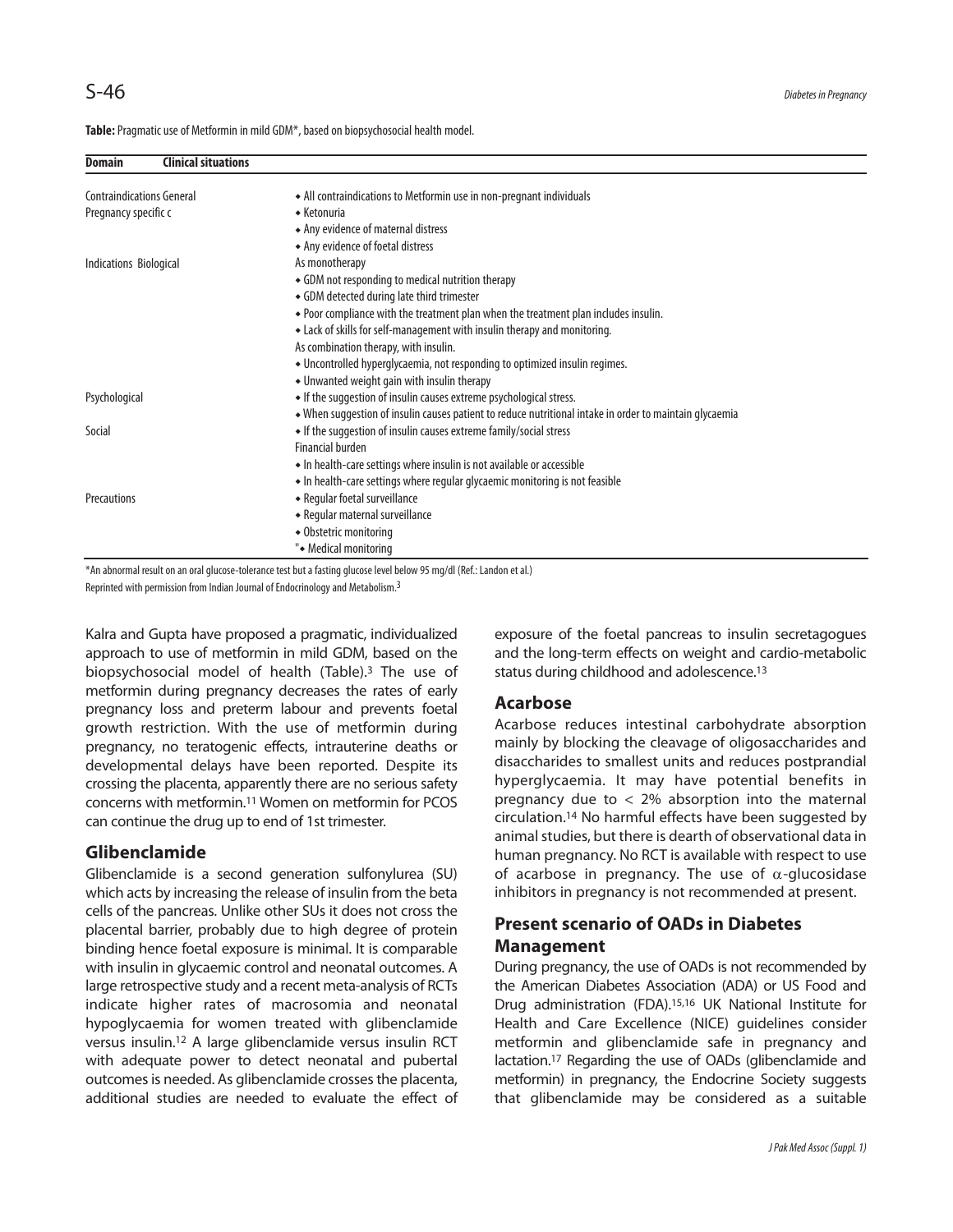**Table:** Pragmatic use of Metformin in mild GDM*, based on biopsychosocial health model.

| Domain | Clinical situations |
|---|---|
| Contraindications General | • All contraindications to Metformin use in non-pregnant individuals |
| Pregnancy specific c | • Ketonuria |
| | • Any evidence of maternal distress |
| | • Any evidence of foetal distress |
| Indications Biological | As monotherapy |
| | • GDM not responding to medical nutrition therapy |
| | • GDM detected during late third trimester |
| | • Poor compliance with the treatment plan when the treatment plan includes insulin. |
| | • Lack of skills for self-management with insulin therapy and monitoring. |
| | As combination therapy, with insulin. |
| | • Uncontrolled hyperglycaemia, not responding to optimized insulin regimes. |
| | • Unwanted weight gain with insulin therapy |
| Psychological | • If the suggestion of insulin causes extreme psychological stress. |
| | • When suggestion of insulin causes patient to reduce nutritional intake in order to maintain glycaemia |
| Social | • If the suggestion of insulin causes extreme family/social stress |
| | Financial burden |
| | • In health-care settings where insulin is not available or accessible |
| | • In health-care settings where regular glycaemic monitoring is not feasible |
| Precautions | • Regular foetal surveillance |
| | • Regular maternal surveillance |
| | • Obstetric monitoring |
| | "• Medical monitoring |

*An abnormal result on an oral glucose-tolerance test but a fasting glucose level below 95 mg/dl (Ref.: Landon et al.)

Reprinted with permission from Indian Journal of Endocrinology and Metabolism.[3]

Kalra and Gupta have proposed a pragmatic, individualized approach to use of metformin in mild GDM, based on the biopsychosocial model of health (Table).[3] The use of metformin during pregnancy decreases the rates of early pregnancy loss and preterm labour and prevents foetal growth restriction. With the use of metformin during pregnancy, no teratogenic effects, intrauterine deaths or developmental delays have been reported. Despite its crossing the placenta, apparently there are no serious safety concerns with metformin.[11] Women on metformin for PCOS can continue the drug up to end of 1st trimester.

## Glibenclamide

Glibenclamide is a second generation sulfonylurea (SU) which acts by increasing the release of insulin from the beta cells of the pancreas. Unlike other SUs it does not cross the placental barrier, probably due to high degree of protein binding hence foetal exposure is minimal. It is comparable with insulin in glycaemic control and neonatal outcomes. A large retrospective study and a recent meta-analysis of RCTs indicate higher rates of macrosomia and neonatal hypoglycaemia for women treated with glibenclamide versus insulin.[12] A large glibenclamide versus insulin RCT with adequate power to detect neonatal and pubertal outcomes is needed. As glibenclamide crosses the placenta, additional studies are needed to evaluate the effect of exposure of the foetal pancreas to insulin secretagogues and the long-term effects on weight and cardio-metabolic status during childhood and adolescence.[13]

## Acarbose

Acarbose reduces intestinal carbohydrate absorption mainly by blocking the cleavage of oligosaccharides and disaccharides to smallest units and reduces postprandial hyperglycaemia. It may have potential benefits in pregnancy due to $< 2\%$ absorption into the maternal circulation.[14] No harmful effects have been suggested by animal studies, but there is dearth of observational data in human pregnancy. No RCT is available with respect to use of acarbose in pregnancy. The use of $\alpha$-glucosidase inhibitors in pregnancy is not recommended at present.

## Present scenario of OADs in Diabetes Management

During pregnancy, the use of OADs is not recommended by the American Diabetes Association (ADA) or US Food and Drug administration (FDA).[15,16] UK National Institute for Health and Care Excellence (NICE) guidelines consider metformin and glibenclamide safe in pregnancy and lactation.[17] Regarding the use of OADs (glibenclamide and metformin) in pregnancy, the Endocrine Society suggests that glibenclamide may be considered as a suitable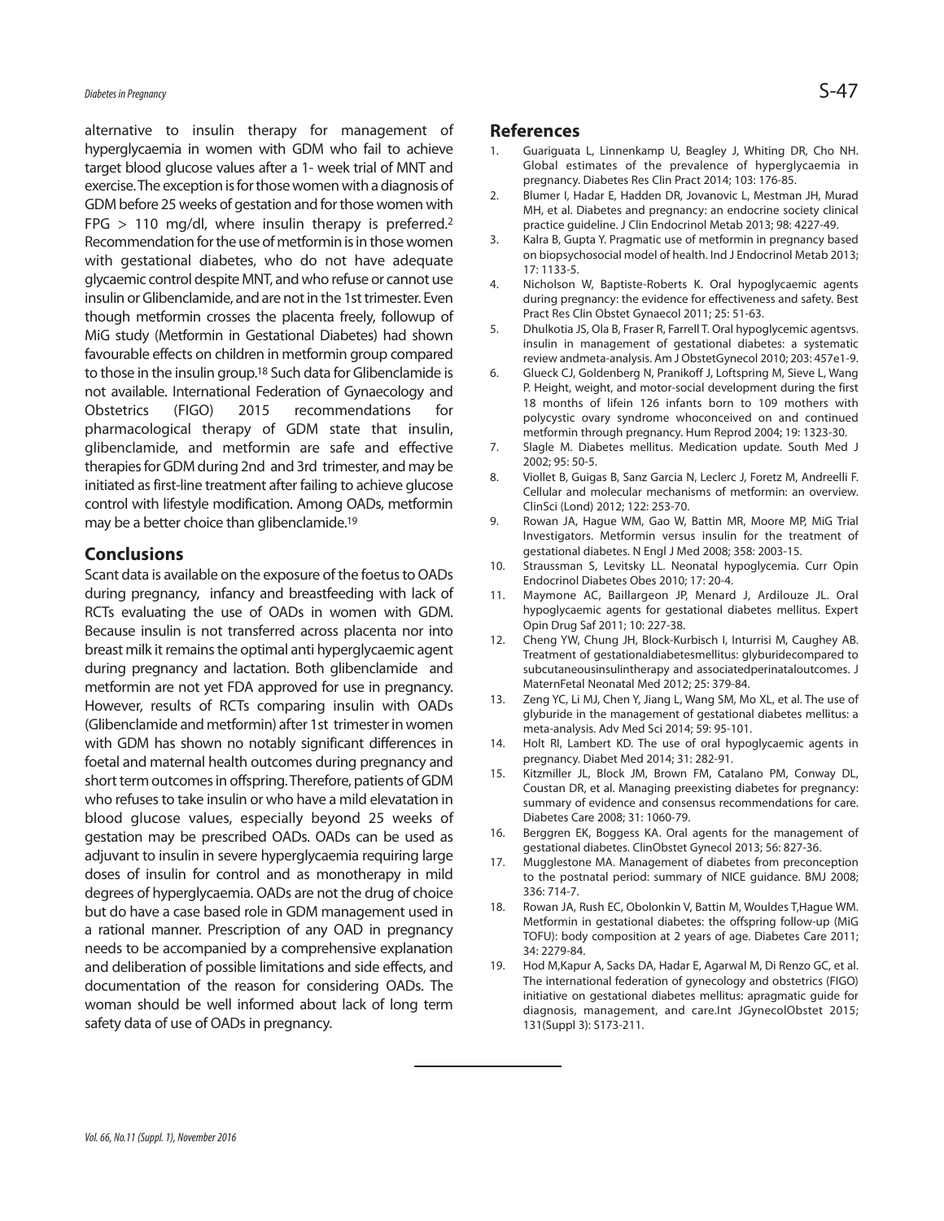alternative to insulin therapy for management of hyperglycaemia in women with GDM who fail to achieve target blood glucose values after a 1- week trial of MNT and exercise. The exception is for those women with a diagnosis of GDM before 25 weeks of gestation and for those women with FPG > 110 mg/dl, where insulin therapy is preferred.[2] Recommendation for the use of metformin is in those women with gestational diabetes, who do not have adequate glycaemic control despite MNT, and who refuse or cannot use insulin or Glibenclamide, and are not in the 1st trimester. Even though metformin crosses the placenta freely, followup of MiG study (Metformin in Gestational Diabetes) had shown favourable effects on children in metformin group compared to those in the insulin group.[18] Such data for Glibenclamide is not available. International Federation of Gynaecology and Obstetrics (FIGO) 2015 recommendations for pharmacological therapy of GDM state that insulin, glibenclamide, and metformin are safe and effective therapies for GDM during 2nd and 3rd trimester, and may be initiated as first-line treatment after failing to achieve glucose control with lifestyle modification. Among OADs, metformin may be a better choice than glibenclamide.[19]

## Conclusions

Scant data is available on the exposure of the foetus to OADs during pregnancy, infancy and breastfeeding with lack of RCTs evaluating the use of OADs in women with GDM. Because insulin is not transferred across placenta nor into breast milk it remains the optimal anti hyperglycaemic agent during pregnancy and lactation. Both glibenclamide and metformin are not yet FDA approved for use in pregnancy. However, results of RCTs comparing insulin with OADs (Glibenclamide and metformin) after 1st trimester in women with GDM has shown no notably significant differences in foetal and maternal health outcomes during pregnancy and short term outcomes in offspring. Therefore, patients of GDM who refuses to take insulin or who have a mild elevatation in blood glucose values, especially beyond 25 weeks of gestation may be prescribed OADs. OADs can be used as adjuvant to insulin in severe hyperglycaemia requiring large doses of insulin for control and as monotherapy in mild degrees of hyperglycaemia. OADs are not the drug of choice but do have a case based role in GDM management used in a rational manner. Prescription of any OAD in pregnancy needs to be accompanied by a comprehensive explanation and deliberation of possible limitations and side effects, and documentation of the reason for considering OADs. The woman should be well informed about lack of long term safety data of use of OADs in pregnancy.

## References

1. Guariguata L, Linnenkamp U, Beagley J, Whiting DR, Cho NH. Global estimates of the prevalence of hyperglycaemia in pregnancy. Diabetes Res Clin Pract 2014; 103: 176-85.
2. Blumer I, Hadar E, Hadden DR, Jovanovic L, Mestman JH, Murad MH, et al. Diabetes and pregnancy: an endocrine society clinical practice guideline. J Clin Endocrinol Metab 2013; 98: 4227-49.
3. Kalra B, Gupta Y. Pragmatic use of metformin in pregnancy based on biopsychosocial model of health. Ind J Endocrinol Metab 2013; 17: 1133-5.
4. Nicholson W, Baptiste-Roberts K. Oral hypoglycaemic agents during pregnancy: the evidence for effectiveness and safety. Best Pract Res Clin Obstet Gynaecol 2011; 25: 51-63.
5. Dhulkotia JS, Ola B, Fraser R, Farrell T. Oral hypoglycemic agentsvs. insulin in management of gestational diabetes: a systematic review andmeta-analysis. Am J ObstetGynecol 2010; 203: 457e1-9.
6. Glueck CJ, Goldenberg N, Pranikoff J, Loftspring M, Sieve L, Wang P. Height, weight, and motor-social development during the first 18 months of lifein 126 infants born to 109 mothers with polycystic ovary syndrome whoconceived on and continued metformin through pregnancy. Hum Reprod 2004; 19: 1323-30.
7. Slagle M. Diabetes mellitus. Medication update. South Med J 2002; 95: 50-5.
8. Viollet B, Guigas B, Sanz Garcia N, Leclerc J, Foretz M, Andreelli F. Cellular and molecular mechanisms of metformin: an overview. ClinSci (Lond) 2012; 122: 253-70.
9. Rowan JA, Hague WM, Gao W, Battin MR, Moore MP, MiG Trial Investigators. Metformin versus insulin for the treatment of gestational diabetes. N Engl J Med 2008; 358: 2003-15.
10. Straussman S, Levitsky LL. Neonatal hypoglycemia. Curr Opin Endocrinol Diabetes Obes 2010; 17: 20-4.
11. Maymone AC, Baillargeon JP, Menard J, Ardilouze JL. Oral hypoglycaemic agents for gestational diabetes mellitus. Expert Opin Drug Saf 2011; 10: 227-38.
12. Cheng YW, Chung JH, Block-Kurbisch I, Inturrisi M, Caughey AB. Treatment of gestationaldiabetesmellitus: glyburidecompared to subcutaneousinsulintherapy and associatedperinataloutcomes. J MaternFetal Neonatal Med 2012; 25: 379-84.
13. Zeng YC, Li MJ, Chen Y, Jiang L, Wang SM, Mo XL, et al. The use of glyburide in the management of gestational diabetes mellitus: a meta-analysis. Adv Med Sci 2014; 59: 95-101.
14. Holt RI, Lambert KD. The use of oral hypoglycaemic agents in pregnancy. Diabet Med 2014; 31: 282-91.
15. Kitzmiller JL, Block JM, Brown FM, Catalano PM, Conway DL, Coustan DR, et al. Managing preexisting diabetes for pregnancy: summary of evidence and consensus recommendations for care. Diabetes Care 2008; 31: 1060-79.
16. Berggren EK, Boggess KA. Oral agents for the management of gestational diabetes. ClinObstet Gynecol 2013; 56: 827-36.
17. Mugglestone MA. Management of diabetes from preconception to the postnatal period: summary of NICE guidance. BMJ 2008; 336: 714-7.
18. Rowan JA, Rush EC, Obolonkin V, Battin M, Wouldes T,Hague WM. Metformin in gestational diabetes: the offspring follow-up (MiG TOFU): body composition at 2 years of age. Diabetes Care 2011; 34: 2279-84.
19. Hod M,Kapur A, Sacks DA, Hadar E, Agarwal M, Di Renzo GC, et al. The international federation of gynecology and obstetrics (FIGO) initiative on gestational diabetes mellitus: apragmatic guide for diagnosis, management, and care.Int JGynecolObstet 2015; 131(Suppl 3): S173-211.